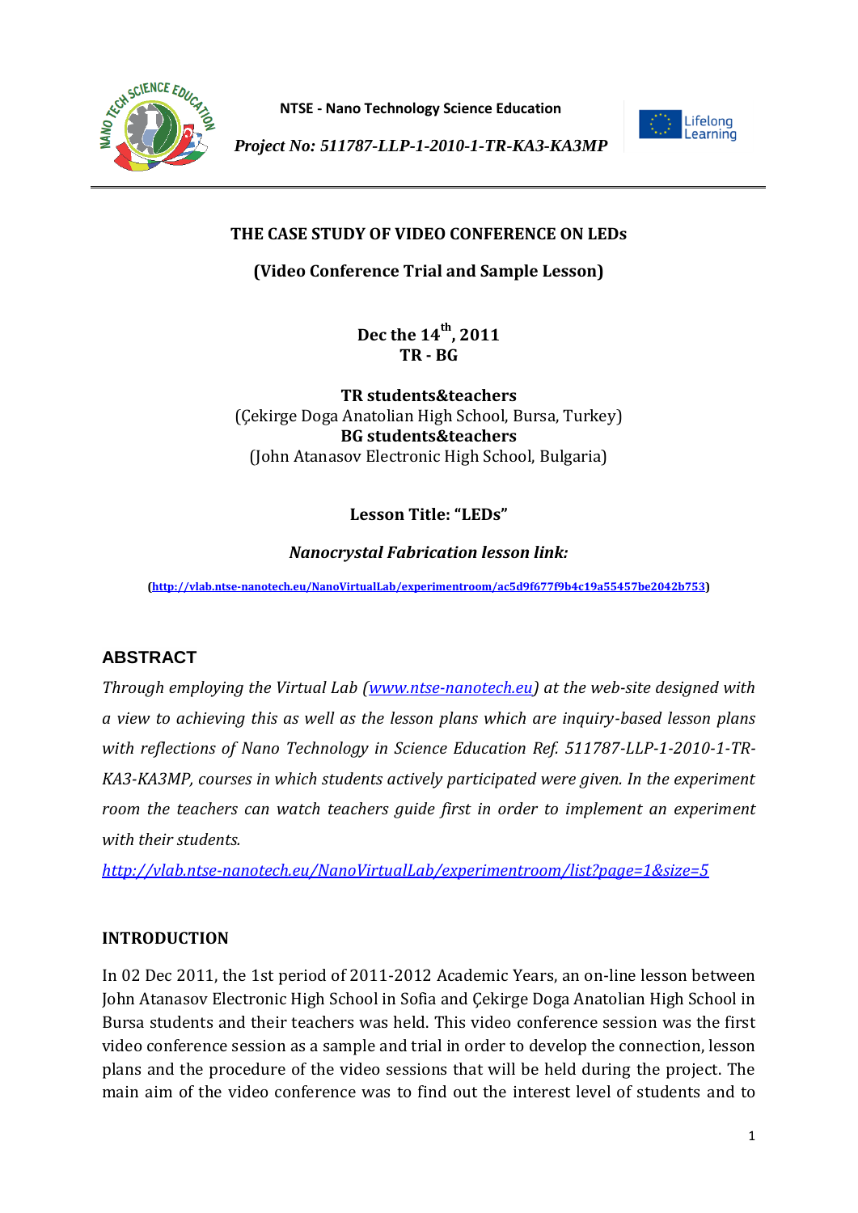NTSE - Nano Technology Science Education

*Project No: 511787-LLP-1-2010-1-TR-KA3-KA3MP*

**THE CASE STUDY OF VIDEO CONFERENCE ON LEDs**

**(Video Conference Trial and Sample Lesson)**

**Dec the 14th, 2011**
**TR - BG**

**TR students&teachers**
(Çekirge Doga Anatolian High School, Bursa, Turkey)
**BG students&teachers**
(John Atanasov Electronic High School, Bulgaria)

**Lesson Title: "LEDs"**

***Nanocrystal Fabrication lesson link:***

(http://vlab.ntse-nanotech.eu/NanoVirtualLab/experimentroom/ac5d9f677f9b4c19a55457be2042b753)

## ABSTRACT

*Through employing the Virtual Lab (www.ntse-nanotech.eu) at the web-site designed with a view to achieving this as well as the lesson plans which are inquiry-based lesson plans with reflections of Nano Technology in Science Education Ref. 511787-LLP-1-2010-1-TR-KA3-KA3MP, courses in which students actively participated were given. In the experiment room the teachers can watch teachers guide first in order to implement an experiment with their students.*

*http://vlab.ntse-nanotech.eu/NanoVirtualLab/experimentroom/list?page=1&size=5*

## INTRODUCTION

In 02 Dec 2011, the 1st period of 2011-2012 Academic Years, an on-line lesson between John Atanasov Electronic High School in Sofia and Çekirge Doga Anatolian High School in Bursa students and their teachers was held. This video conference session was the first video conference session as a sample and trial in order to develop the connection, lesson plans and the procedure of the video sessions that will be held during the project. The main aim of the video conference was to find out the interest level of students and to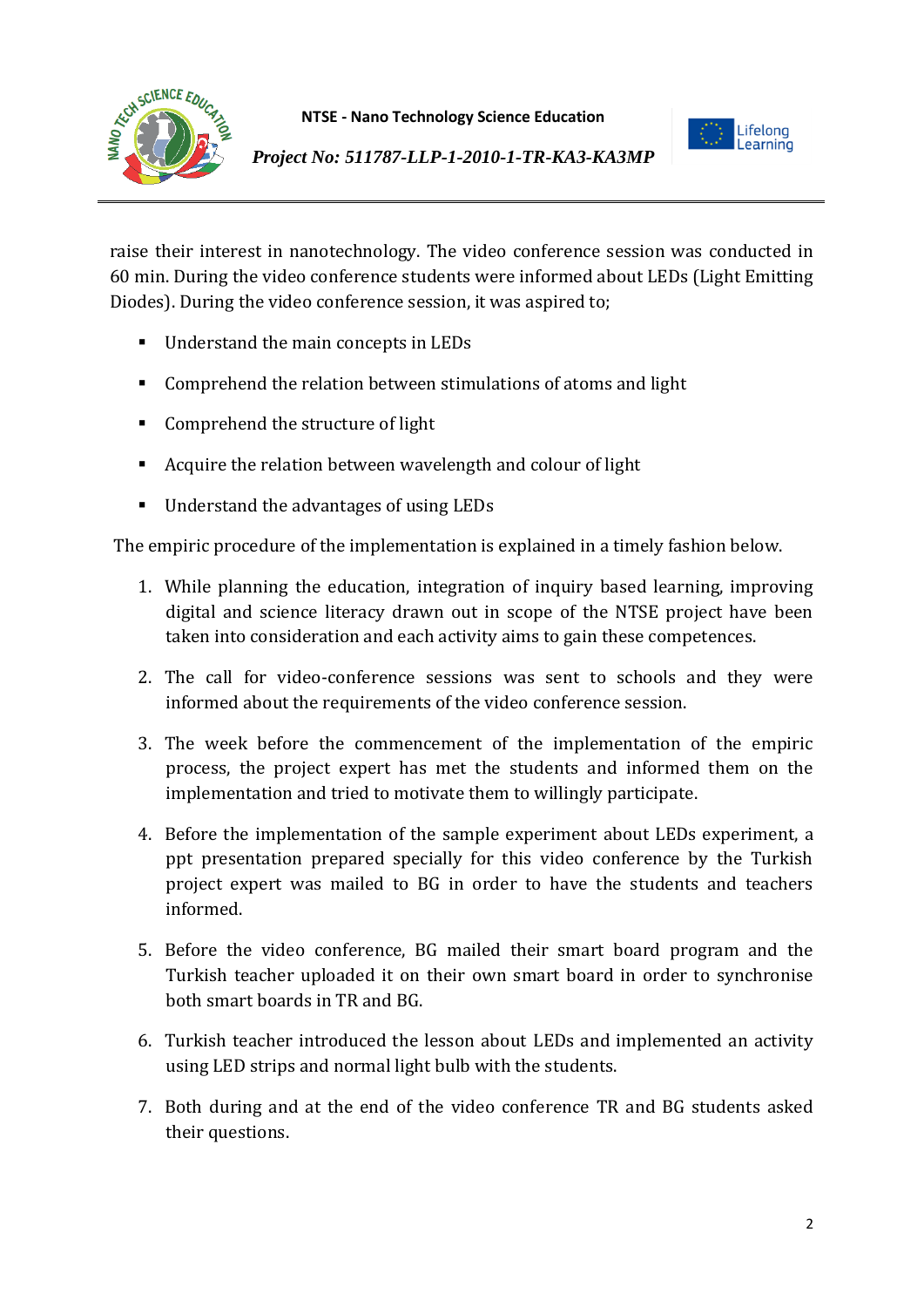raise their interest in nanotechnology. The video conference session was conducted in 60 min. During the video conference students were informed about LEDs (Light Emitting Diodes). During the video conference session, it was aspired to;

- Understand the main concepts in LEDs
- Comprehend the relation between stimulations of atoms and light
- Comprehend the structure of light
- Acquire the relation between wavelength and colour of light
- Understand the advantages of using LEDs

The empiric procedure of the implementation is explained in a timely fashion below.

1. While planning the education, integration of inquiry based learning, improving digital and science literacy drawn out in scope of the NTSE project have been taken into consideration and each activity aims to gain these competences.
2. The call for video-conference sessions was sent to schools and they were informed about the requirements of the video conference session.
3. The week before the commencement of the implementation of the empiric process, the project expert has met the students and informed them on the implementation and tried to motivate them to willingly participate.
4. Before the implementation of the sample experiment about LEDs experiment, a ppt presentation prepared specially for this video conference by the Turkish project expert was mailed to BG in order to have the students and teachers informed.
5. Before the video conference, BG mailed their smart board program and the Turkish teacher uploaded it on their own smart board in order to synchronise both smart boards in TR and BG.
6. Turkish teacher introduced the lesson about LEDs and implemented an activity using LED strips and normal light bulb with the students.
7. Both during and at the end of the video conference TR and BG students asked their questions.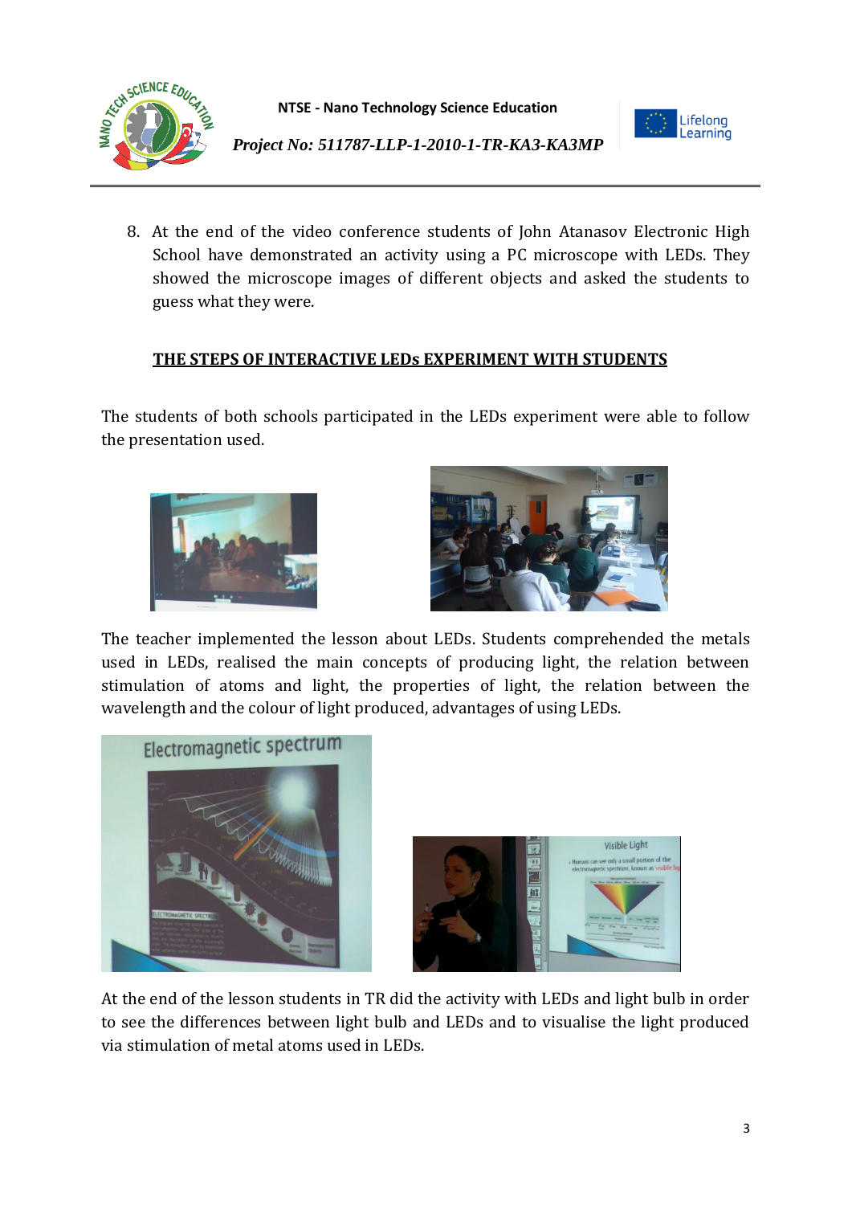8. At the end of the video conference students of John Atanasov Electronic High School have demonstrated an activity using a PC microscope with LEDs. They showed the microscope images of different objects and asked the students to guess what they were.

**THE STEPS OF INTERACTIVE LEDs EXPERIMENT WITH STUDENTS**

The students of both schools participated in the LEDs experiment were able to follow the presentation used.

The teacher implemented the lesson about LEDs. Students comprehended the metals used in LEDs, realised the main concepts of producing light, the relation between stimulation of atoms and light, the properties of light, the relation between the wavelength and the colour of light produced, advantages of using LEDs.

At the end of the lesson students in TR did the activity with LEDs and light bulb in order to see the differences between light bulb and LEDs and to visualise the light produced via stimulation of metal atoms used in LEDs.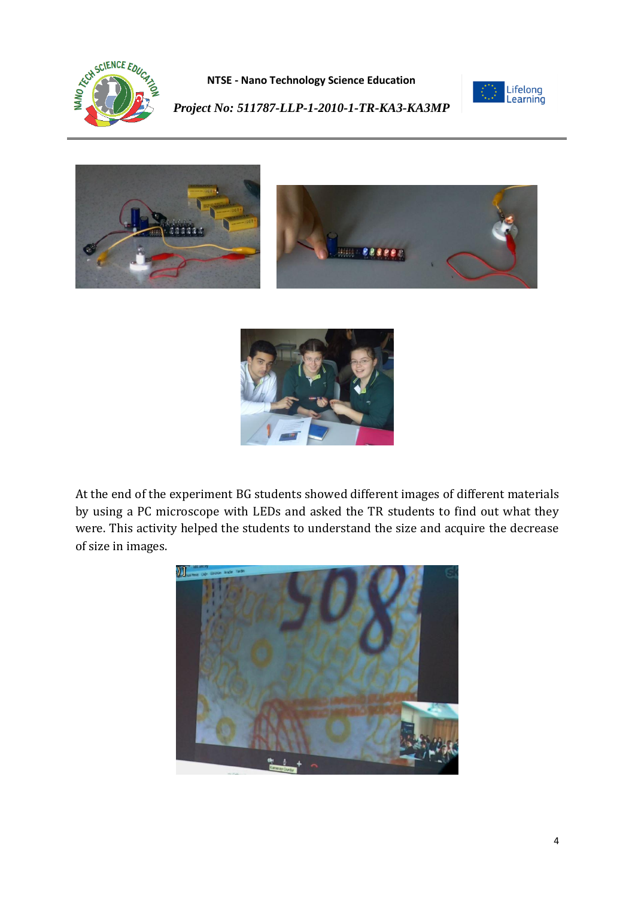At the end of the experiment BG students showed different images of different materials by using a PC microscope with LEDs and asked the TR students to find out what they were. This activity helped the students to understand the size and acquire the decrease of size in images.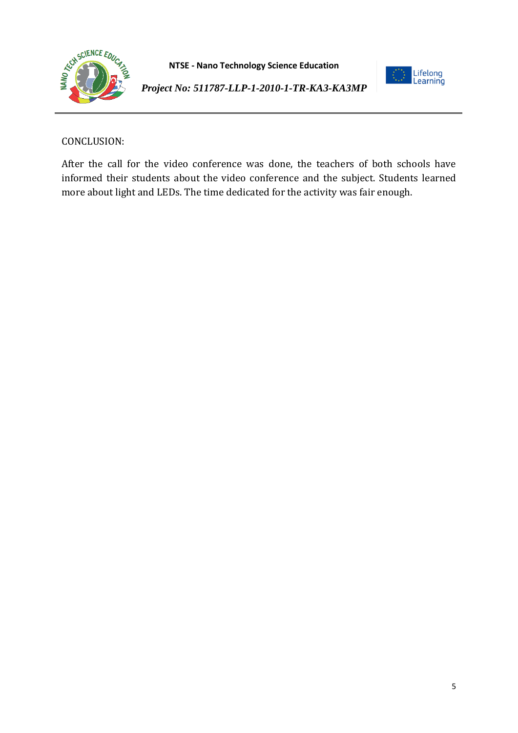CONCLUSION:

After the call for the video conference was done, the teachers of both schools have informed their students about the video conference and the subject. Students learned more about light and LEDs. The time dedicated for the activity was fair enough.